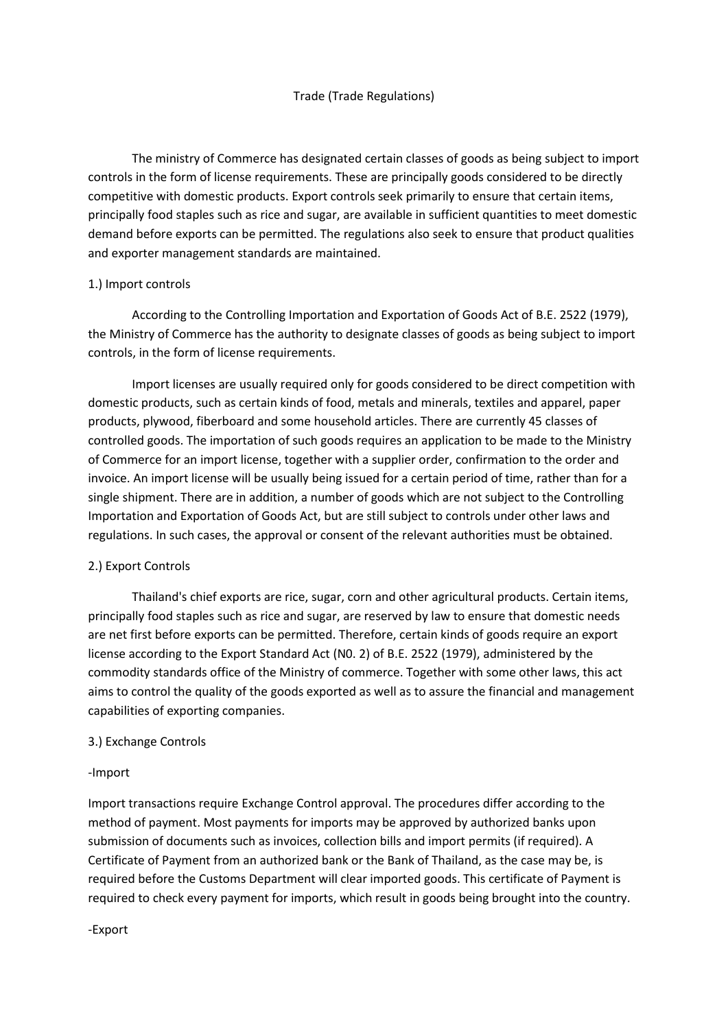# Trade (Trade Regulations)

The ministry of Commerce has designated certain classes of goods as being subject to import controls in the form of license requirements. These are principally goods considered to be directly competitive with domestic products. Export controls seek primarily to ensure that certain items, principally food staples such as rice and sugar, are available in sufficient quantities to meet domestic demand before exports can be permitted. The regulations also seek to ensure that product qualities and exporter management standards are maintained.

## 1.) Import controls

According to the Controlling Importation and Exportation of Goods Act of B.E. 2522 (1979), the Ministry of Commerce has the authority to designate classes of goods as being subject to import controls, in the form of license requirements.

Import licenses are usually required only for goods considered to be direct competition with domestic products, such as certain kinds of food, metals and minerals, textiles and apparel, paper products, plywood, fiberboard and some household articles. There are currently 45 classes of controlled goods. The importation of such goods requires an application to be made to the Ministry of Commerce for an import license, together with a supplier order, confirmation to the order and invoice. An import license will be usually being issued for a certain period of time, rather than for a single shipment. There are in addition, a number of goods which are not subject to the Controlling Importation and Exportation of Goods Act, but are still subject to controls under other laws and regulations. In such cases, the approval or consent of the relevant authorities must be obtained.

## 2.) Export Controls

Thailand's chief exports are rice, sugar, corn and other agricultural products. Certain items, principally food staples such as rice and sugar, are reserved by law to ensure that domestic needs are net first before exports can be permitted. Therefore, certain kinds of goods require an export license according to the Export Standard Act (N0. 2) of B.E. 2522 (1979), administered by the commodity standards office of the Ministry of commerce. Together with some other laws, this act aims to control the quality of the goods exported as well as to assure the financial and management capabilities of exporting companies.

## 3.) Exchange Controls

-Import

Import transactions require Exchange Control approval. The procedures differ according to the method of payment. Most payments for imports may be approved by authorized banks upon submission of documents such as invoices, collection bills and import permits (if required). A Certificate of Payment from an authorized bank or the Bank of Thailand, as the case may be, is required before the Customs Department will clear imported goods. This certificate of Payment is required to check every payment for imports, which result in goods being brought into the country.

-Export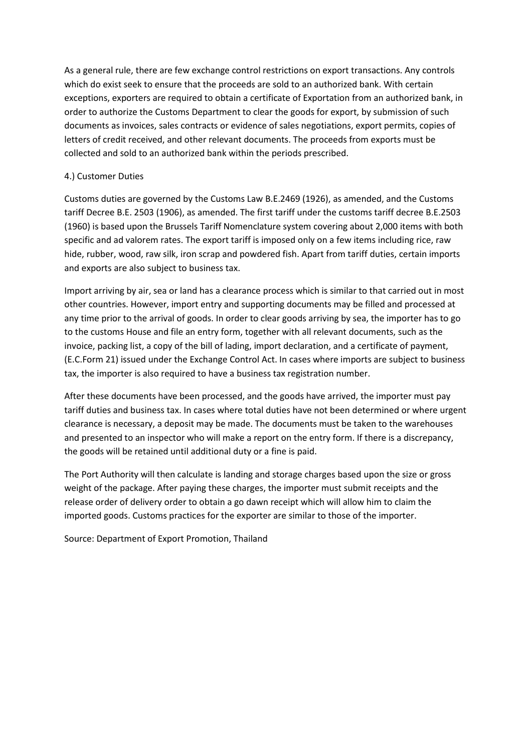As a general rule, there are few exchange control restrictions on export transactions. Any controls which do exist seek to ensure that the proceeds are sold to an authorized bank. With certain exceptions, exporters are required to obtain a certificate of Exportation from an authorized bank, in order to authorize the Customs Department to clear the goods for export, by submission of such documents as invoices, sales contracts or evidence of sales negotiations, export permits, copies of letters of credit received, and other relevant documents. The proceeds from exports must be collected and sold to an authorized bank within the periods prescribed.

4.) Customer Duties

Customs duties are governed by the Customs Law B.E.2469 (1926), as amended, and the Customs tariff Decree B.E. 2503 (1906), as amended. The first tariff under the customs tariff decree B.E.2503 (1960) is based upon the Brussels Tariff Nomenclature system covering about 2,000 items with both specific and ad valorem rates. The export tariff is imposed only on a few items including rice, raw hide, rubber, wood, raw silk, iron scrap and powdered fish. Apart from tariff duties, certain imports and exports are also subject to business tax.

Import arriving by air, sea or land has a clearance process which is similar to that carried out in most other countries. However, import entry and supporting documents may be filled and processed at any time prior to the arrival of goods. In order to clear goods arriving by sea, the importer has to go to the customs House and file an entry form, together with all relevant documents, such as the invoice, packing list, a copy of the bill of lading, import declaration, and a certificate of payment, (E.C.Form 21) issued under the Exchange Control Act. In cases where imports are subject to business tax, the importer is also required to have a business tax registration number.

After these documents have been processed, and the goods have arrived, the importer must pay tariff duties and business tax. In cases where total duties have not been determined or where urgent clearance is necessary, a deposit may be made. The documents must be taken to the warehouses and presented to an inspector who will make a report on the entry form. If there is a discrepancy, the goods will be retained until additional duty or a fine is paid.

The Port Authority will then calculate is landing and storage charges based upon the size or gross weight of the package. After paying these charges, the importer must submit receipts and the release order of delivery order to obtain a go dawn receipt which will allow him to claim the imported goods. Customs practices for the exporter are similar to those of the importer.

Source: Department of Export Promotion, Thailand